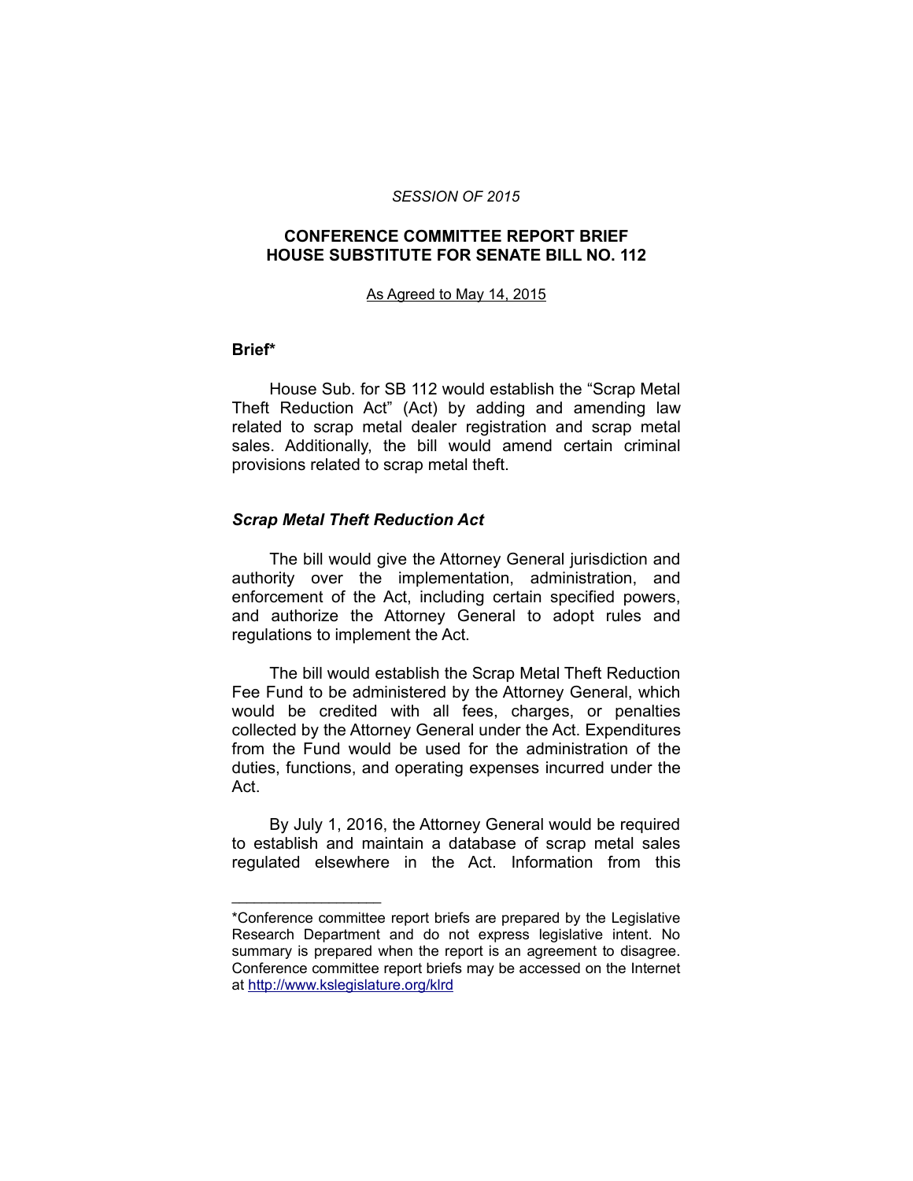*SESSION OF 2015*

# CONFERENCE COMMITTEE REPORT BRIEF HOUSE SUBSTITUTE FOR SENATE BILL NO. 112

As Agreed to May 14, 2015

## Brief*

House Sub. for SB 112 would establish the "Scrap Metal Theft Reduction Act" (Act) by adding and amending law related to scrap metal dealer registration and scrap metal sales. Additionally, the bill would amend certain criminal provisions related to scrap metal theft.

### *Scrap Metal Theft Reduction Act*

The bill would give the Attorney General jurisdiction and authority over the implementation, administration, and enforcement of the Act, including certain specified powers, and authorize the Attorney General to adopt rules and regulations to implement the Act.

The bill would establish the Scrap Metal Theft Reduction Fee Fund to be administered by the Attorney General, which would be credited with all fees, charges, or penalties collected by the Attorney General under the Act. Expenditures from the Fund would be used for the administration of the duties, functions, and operating expenses incurred under the Act.

By July 1, 2016, the Attorney General would be required to establish and maintain a database of scrap metal sales regulated elsewhere in the Act. Information from this

---

*Conference committee report briefs are prepared by the Legislative Research Department and do not express legislative intent. No summary is prepared when the report is an agreement to disagree. Conference committee report briefs may be accessed on the Internet at http://www.kslegislature.org/klrd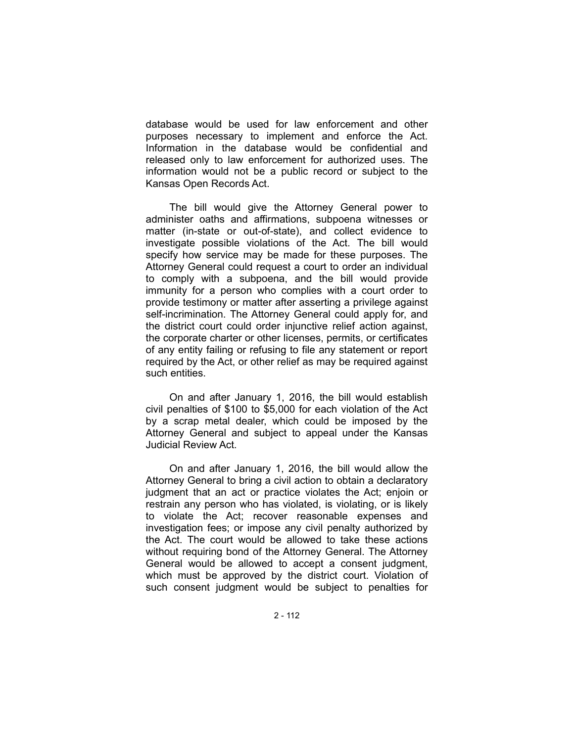database would be used for law enforcement and other purposes necessary to implement and enforce the Act. Information in the database would be confidential and released only to law enforcement for authorized uses. The information would not be a public record or subject to the Kansas Open Records Act.

The bill would give the Attorney General power to administer oaths and affirmations, subpoena witnesses or matter (in-state or out-of-state), and collect evidence to investigate possible violations of the Act. The bill would specify how service may be made for these purposes. The Attorney General could request a court to order an individual to comply with a subpoena, and the bill would provide immunity for a person who complies with a court order to provide testimony or matter after asserting a privilege against self-incrimination. The Attorney General could apply for, and the district court could order injunctive relief action against, the corporate charter or other licenses, permits, or certificates of any entity failing or refusing to file any statement or report required by the Act, or other relief as may be required against such entities.

On and after January 1, 2016, the bill would establish civil penalties of $100 to $5,000 for each violation of the Act by a scrap metal dealer, which could be imposed by the Attorney General and subject to appeal under the Kansas Judicial Review Act.

On and after January 1, 2016, the bill would allow the Attorney General to bring a civil action to obtain a declaratory judgment that an act or practice violates the Act; enjoin or restrain any person who has violated, is violating, or is likely to violate the Act; recover reasonable expenses and investigation fees; or impose any civil penalty authorized by the Act. The court would be allowed to take these actions without requiring bond of the Attorney General. The Attorney General would be allowed to accept a consent judgment, which must be approved by the district court. Violation of such consent judgment would be subject to penalties for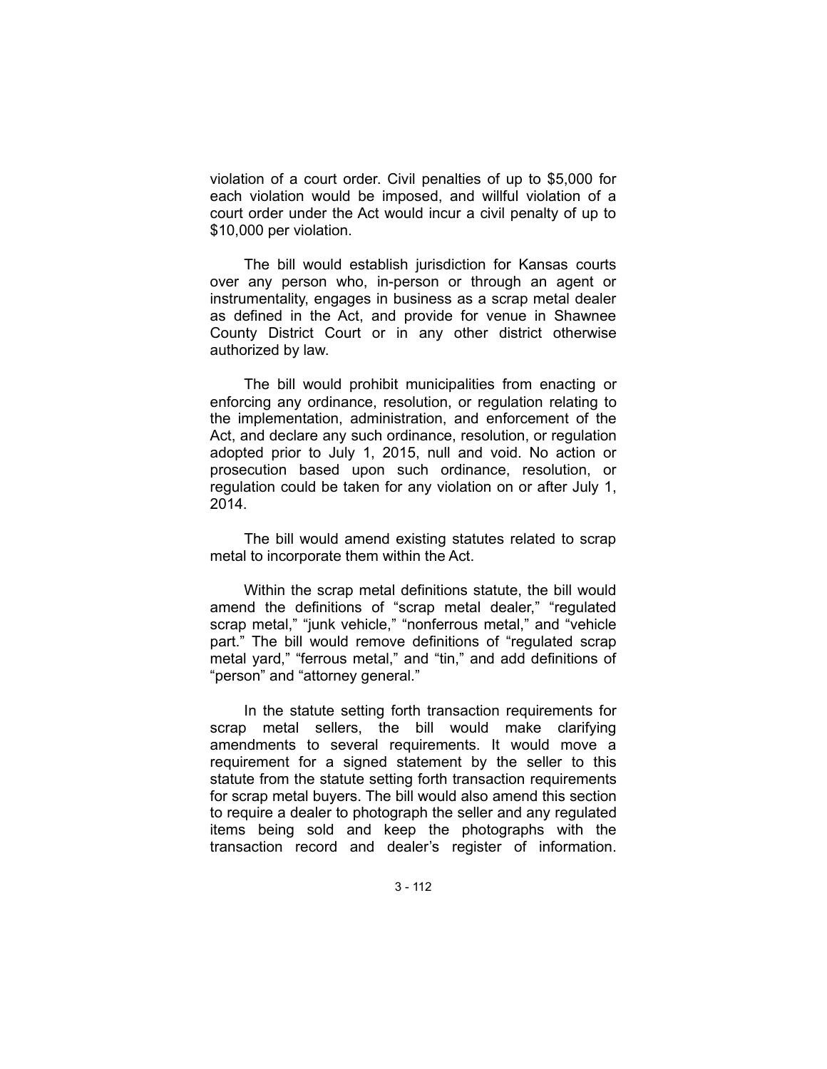violation of a court order. Civil penalties of up to $5,000 for each violation would be imposed, and willful violation of a court order under the Act would incur a civil penalty of up to $10,000 per violation.

The bill would establish jurisdiction for Kansas courts over any person who, in-person or through an agent or instrumentality, engages in business as a scrap metal dealer as defined in the Act, and provide for venue in Shawnee County District Court or in any other district otherwise authorized by law.

The bill would prohibit municipalities from enacting or enforcing any ordinance, resolution, or regulation relating to the implementation, administration, and enforcement of the Act, and declare any such ordinance, resolution, or regulation adopted prior to July 1, 2015, null and void. No action or prosecution based upon such ordinance, resolution, or regulation could be taken for any violation on or after July 1, 2014.

The bill would amend existing statutes related to scrap metal to incorporate them within the Act.

Within the scrap metal definitions statute, the bill would amend the definitions of "scrap metal dealer," "regulated scrap metal," "junk vehicle," "nonferrous metal," and "vehicle part." The bill would remove definitions of "regulated scrap metal yard," "ferrous metal," and "tin," and add definitions of "person" and "attorney general."

In the statute setting forth transaction requirements for scrap metal sellers, the bill would make clarifying amendments to several requirements. It would move a requirement for a signed statement by the seller to this statute from the statute setting forth transaction requirements for scrap metal buyers. The bill would also amend this section to require a dealer to photograph the seller and any regulated items being sold and keep the photographs with the transaction record and dealer's register of information.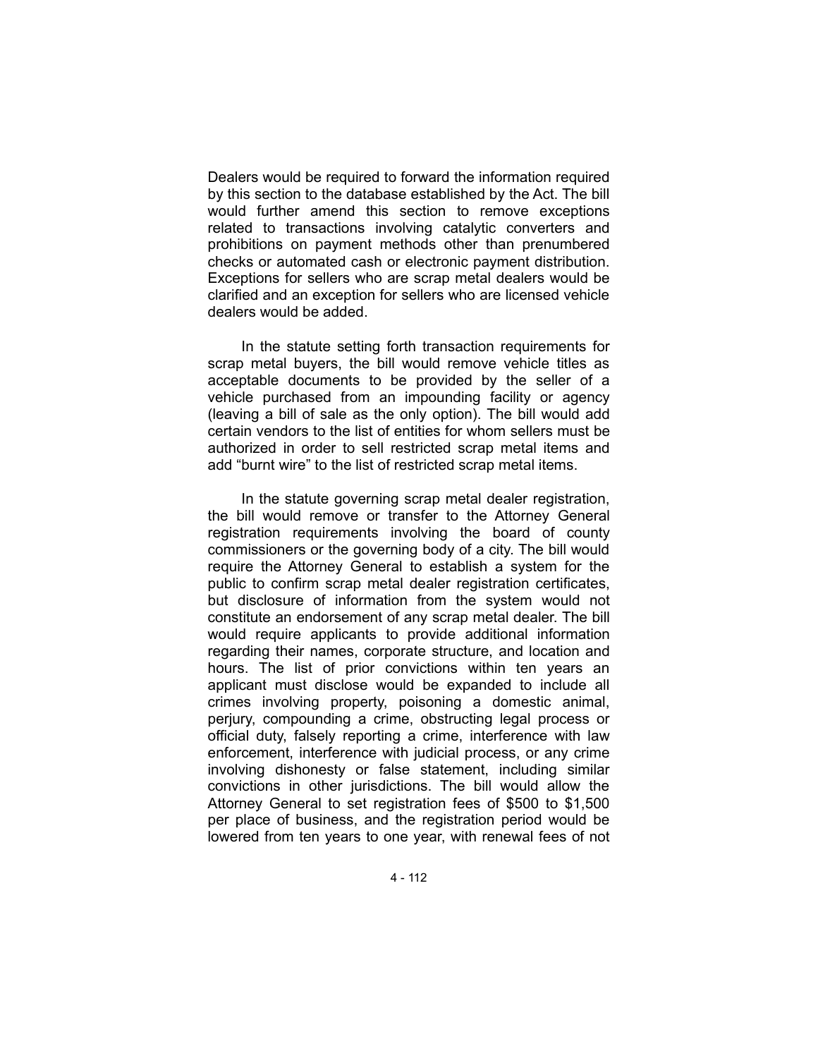Dealers would be required to forward the information required by this section to the database established by the Act. The bill would further amend this section to remove exceptions related to transactions involving catalytic converters and prohibitions on payment methods other than prenumbered checks or automated cash or electronic payment distribution. Exceptions for sellers who are scrap metal dealers would be clarified and an exception for sellers who are licensed vehicle dealers would be added.

In the statute setting forth transaction requirements for scrap metal buyers, the bill would remove vehicle titles as acceptable documents to be provided by the seller of a vehicle purchased from an impounding facility or agency (leaving a bill of sale as the only option). The bill would add certain vendors to the list of entities for whom sellers must be authorized in order to sell restricted scrap metal items and add "burnt wire" to the list of restricted scrap metal items.

In the statute governing scrap metal dealer registration, the bill would remove or transfer to the Attorney General registration requirements involving the board of county commissioners or the governing body of a city. The bill would require the Attorney General to establish a system for the public to confirm scrap metal dealer registration certificates, but disclosure of information from the system would not constitute an endorsement of any scrap metal dealer. The bill would require applicants to provide additional information regarding their names, corporate structure, and location and hours. The list of prior convictions within ten years an applicant must disclose would be expanded to include all crimes involving property, poisoning a domestic animal, perjury, compounding a crime, obstructing legal process or official duty, falsely reporting a crime, interference with law enforcement, interference with judicial process, or any crime involving dishonesty or false statement, including similar convictions in other jurisdictions. The bill would allow the Attorney General to set registration fees of $500 to $1,500 per place of business, and the registration period would be lowered from ten years to one year, with renewal fees of not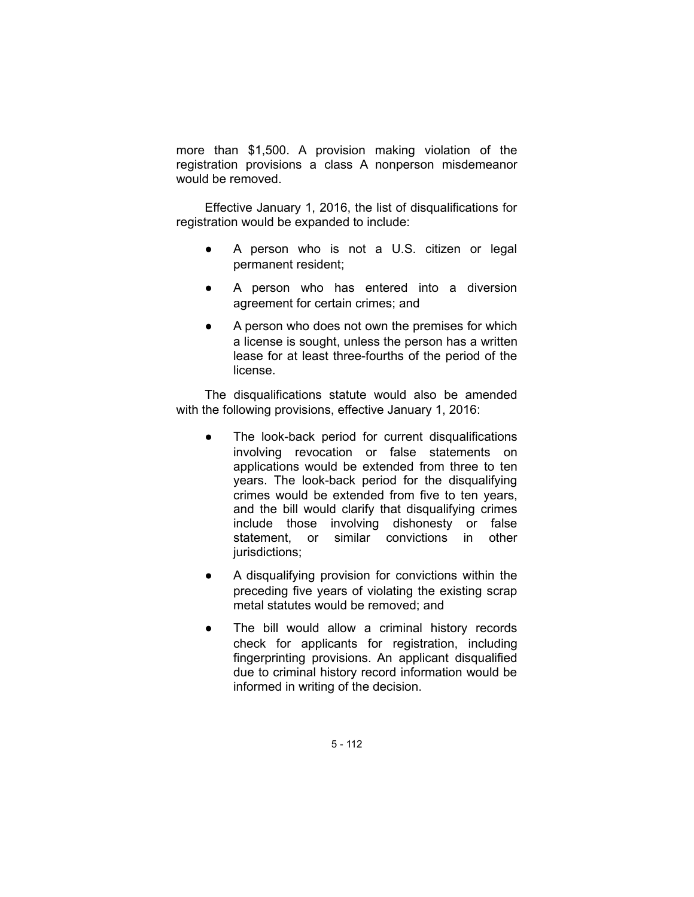more than $1,500. A provision making violation of the registration provisions a class A nonperson misdemeanor would be removed.

Effective January 1, 2016, the list of disqualifications for registration would be expanded to include:

- A person who is not a U.S. citizen or legal permanent resident;
- A person who has entered into a diversion agreement for certain crimes; and
- A person who does not own the premises for which a license is sought, unless the person has a written lease for at least three-fourths of the period of the license.

The disqualifications statute would also be amended with the following provisions, effective January 1, 2016:

- The look-back period for current disqualifications involving revocation or false statements on applications would be extended from three to ten years. The look-back period for the disqualifying crimes would be extended from five to ten years, and the bill would clarify that disqualifying crimes include those involving dishonesty or false statement, or similar convictions in other jurisdictions;
- A disqualifying provision for convictions within the preceding five years of violating the existing scrap metal statutes would be removed; and
- The bill would allow a criminal history records check for applicants for registration, including fingerprinting provisions. An applicant disqualified due to criminal history record information would be informed in writing of the decision.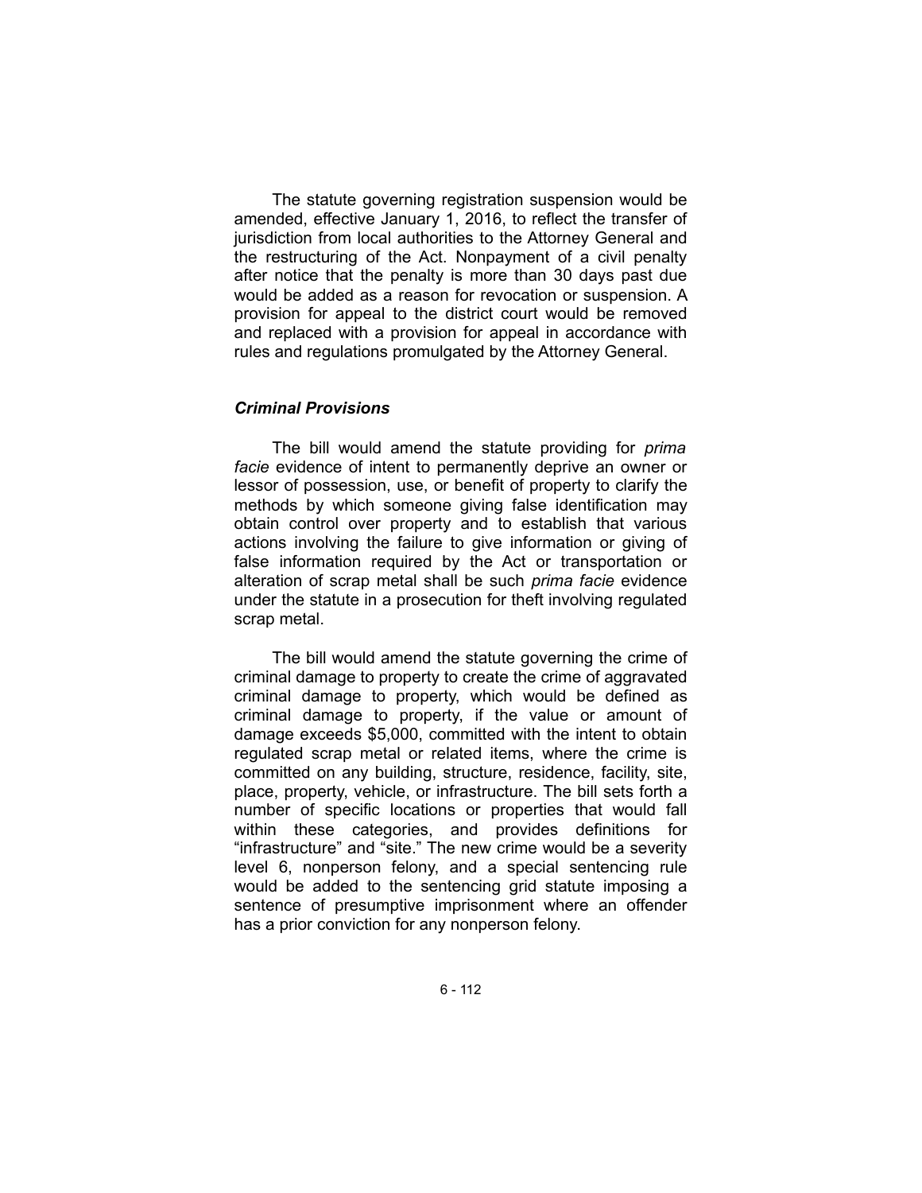The statute governing registration suspension would be amended, effective January 1, 2016, to reflect the transfer of jurisdiction from local authorities to the Attorney General and the restructuring of the Act. Nonpayment of a civil penalty after notice that the penalty is more than 30 days past due would be added as a reason for revocation or suspension. A provision for appeal to the district court would be removed and replaced with a provision for appeal in accordance with rules and regulations promulgated by the Attorney General.

### *Criminal Provisions*

The bill would amend the statute providing for *prima facie* evidence of intent to permanently deprive an owner or lessor of possession, use, or benefit of property to clarify the methods by which someone giving false identification may obtain control over property and to establish that various actions involving the failure to give information or giving of false information required by the Act or transportation or alteration of scrap metal shall be such *prima facie* evidence under the statute in a prosecution for theft involving regulated scrap metal.

The bill would amend the statute governing the crime of criminal damage to property to create the crime of aggravated criminal damage to property, which would be defined as criminal damage to property, if the value or amount of damage exceeds $5,000, committed with the intent to obtain regulated scrap metal or related items, where the crime is committed on any building, structure, residence, facility, site, place, property, vehicle, or infrastructure. The bill sets forth a number of specific locations or properties that would fall within these categories, and provides definitions for "infrastructure" and "site." The new crime would be a severity level 6, nonperson felony, and a special sentencing rule would be added to the sentencing grid statute imposing a sentence of presumptive imprisonment where an offender has a prior conviction for any nonperson felony.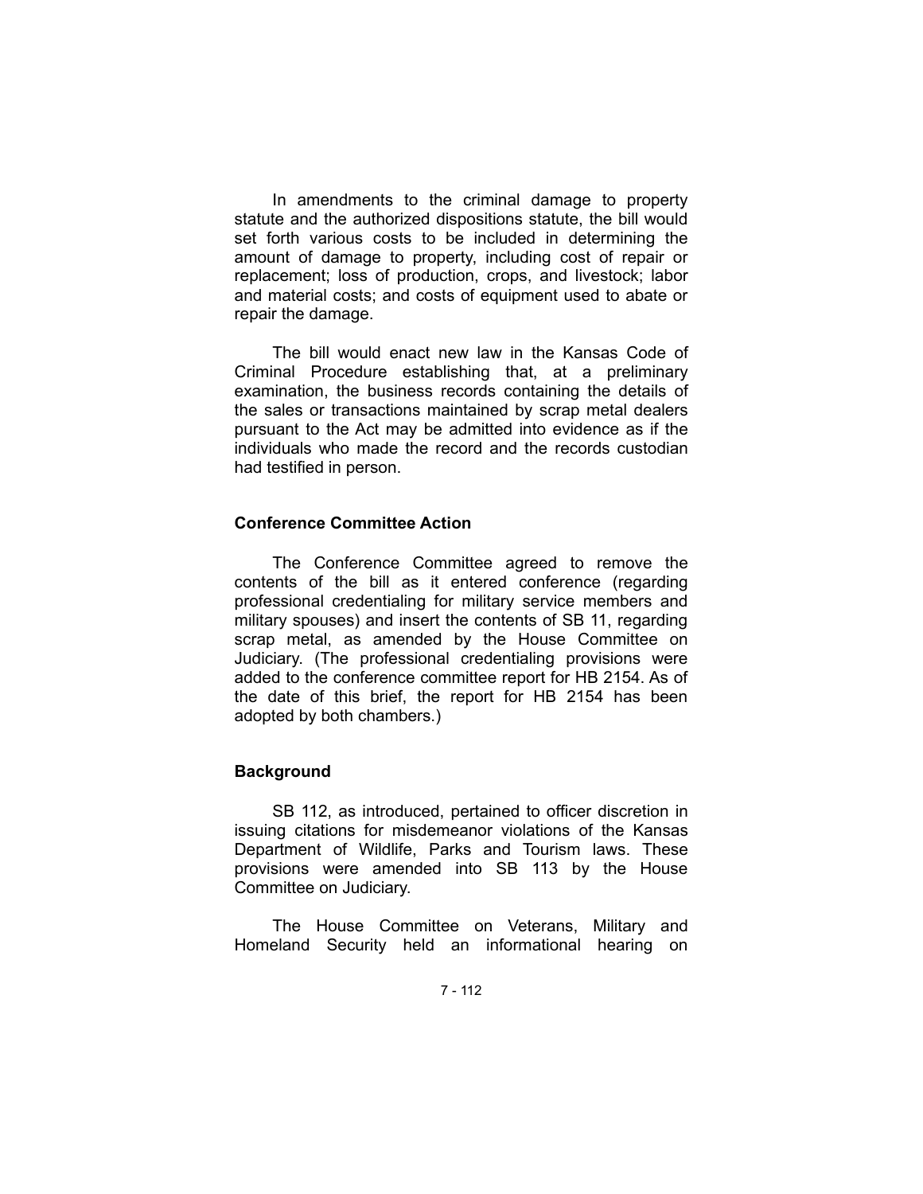In amendments to the criminal damage to property statute and the authorized dispositions statute, the bill would set forth various costs to be included in determining the amount of damage to property, including cost of repair or replacement; loss of production, crops, and livestock; labor and material costs; and costs of equipment used to abate or repair the damage.

The bill would enact new law in the Kansas Code of Criminal Procedure establishing that, at a preliminary examination, the business records containing the details of the sales or transactions maintained by scrap metal dealers pursuant to the Act may be admitted into evidence as if the individuals who made the record and the records custodian had testified in person.

### Conference Committee Action

The Conference Committee agreed to remove the contents of the bill as it entered conference (regarding professional credentialing for military service members and military spouses) and insert the contents of SB 11, regarding scrap metal, as amended by the House Committee on Judiciary. (The professional credentialing provisions were added to the conference committee report for HB 2154. As of the date of this brief, the report for HB 2154 has been adopted by both chambers.)

### Background

SB 112, as introduced, pertained to officer discretion in issuing citations for misdemeanor violations of the Kansas Department of Wildlife, Parks and Tourism laws. These provisions were amended into SB 113 by the House Committee on Judiciary.

The House Committee on Veterans, Military and Homeland Security held an informational hearing on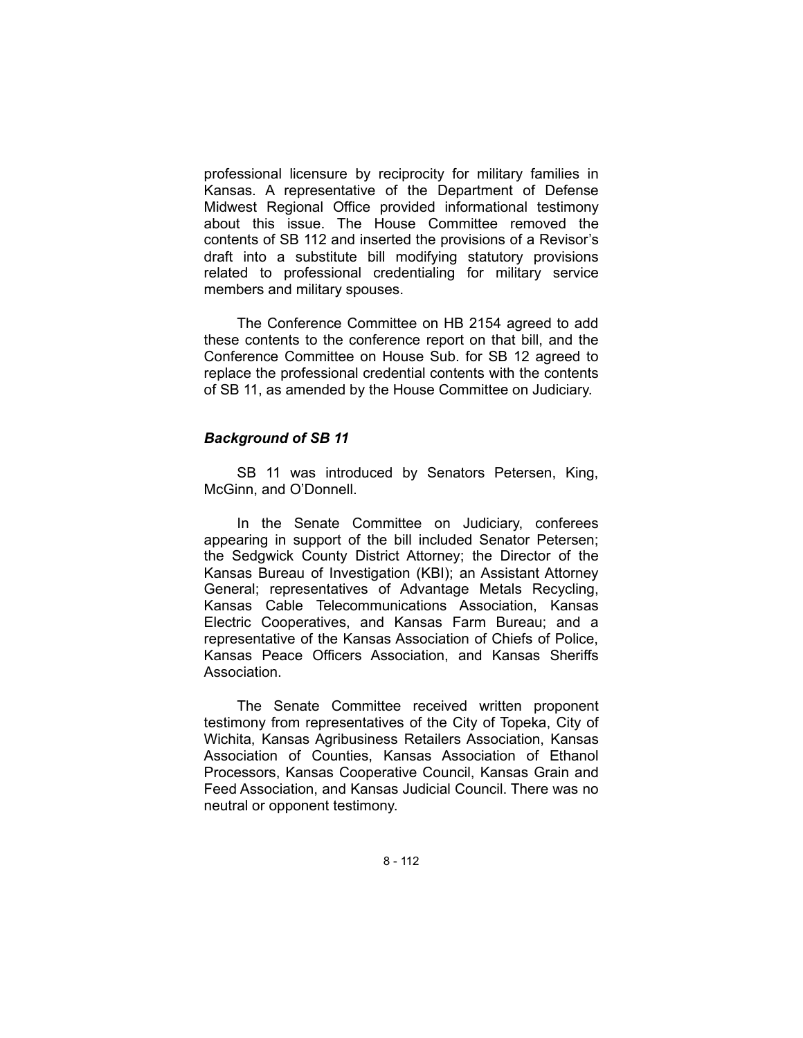professional licensure by reciprocity for military families in Kansas. A representative of the Department of Defense Midwest Regional Office provided informational testimony about this issue. The House Committee removed the contents of SB 112 and inserted the provisions of a Revisor's draft into a substitute bill modifying statutory provisions related to professional credentialing for military service members and military spouses.

The Conference Committee on HB 2154 agreed to add these contents to the conference report on that bill, and the Conference Committee on House Sub. for SB 12 agreed to replace the professional credential contents with the contents of SB 11, as amended by the House Committee on Judiciary.

### *Background of SB 11*

SB 11 was introduced by Senators Petersen, King, McGinn, and O'Donnell.

In the Senate Committee on Judiciary, conferees appearing in support of the bill included Senator Petersen; the Sedgwick County District Attorney; the Director of the Kansas Bureau of Investigation (KBI); an Assistant Attorney General; representatives of Advantage Metals Recycling, Kansas Cable Telecommunications Association, Kansas Electric Cooperatives, and Kansas Farm Bureau; and a representative of the Kansas Association of Chiefs of Police, Kansas Peace Officers Association, and Kansas Sheriffs Association.

The Senate Committee received written proponent testimony from representatives of the City of Topeka, City of Wichita, Kansas Agribusiness Retailers Association, Kansas Association of Counties, Kansas Association of Ethanol Processors, Kansas Cooperative Council, Kansas Grain and Feed Association, and Kansas Judicial Council. There was no neutral or opponent testimony.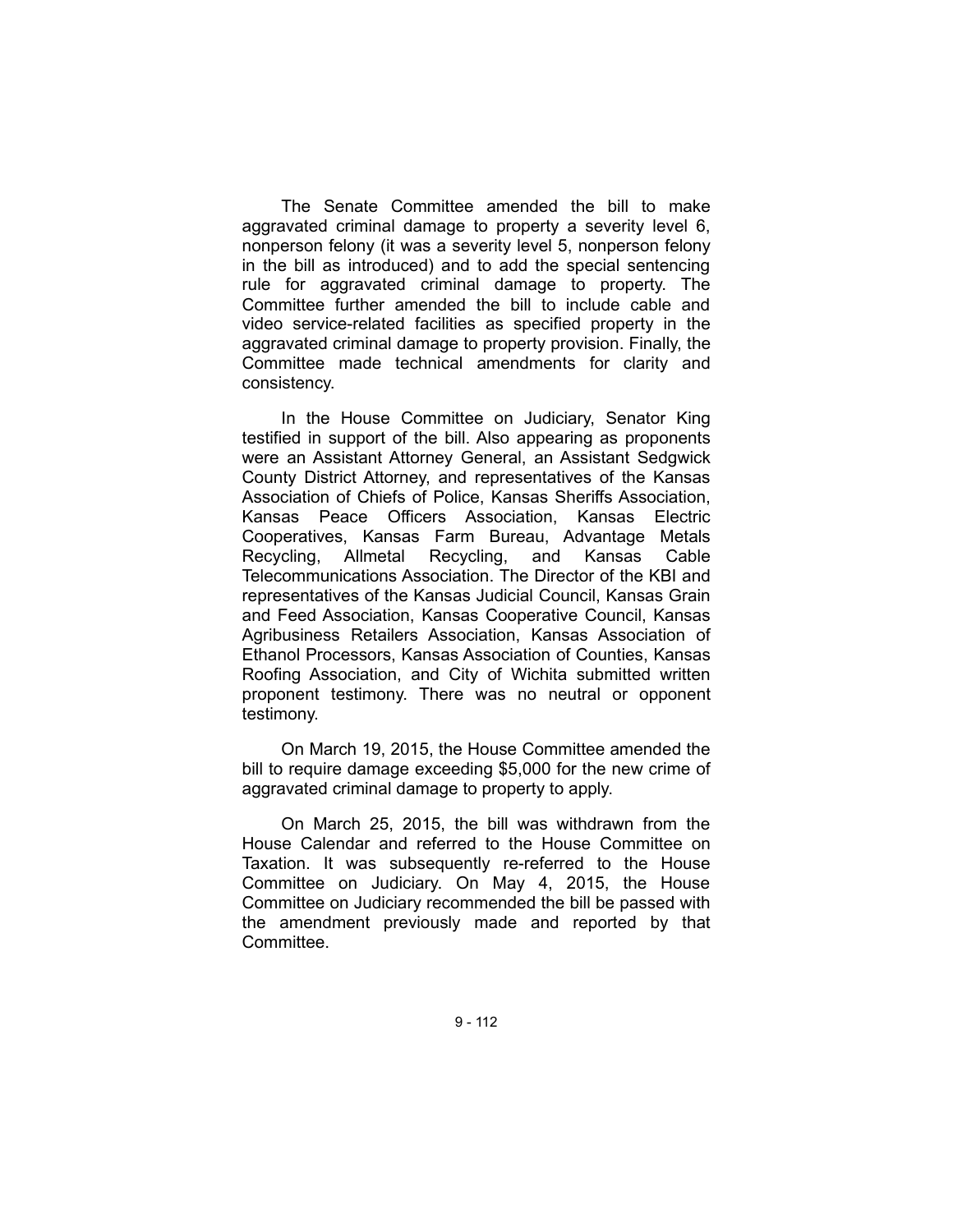The Senate Committee amended the bill to make aggravated criminal damage to property a severity level 6, nonperson felony (it was a severity level 5, nonperson felony in the bill as introduced) and to add the special sentencing rule for aggravated criminal damage to property. The Committee further amended the bill to include cable and video service-related facilities as specified property in the aggravated criminal damage to property provision. Finally, the Committee made technical amendments for clarity and consistency.

In the House Committee on Judiciary, Senator King testified in support of the bill. Also appearing as proponents were an Assistant Attorney General, an Assistant Sedgwick County District Attorney, and representatives of the Kansas Association of Chiefs of Police, Kansas Sheriffs Association, Kansas Peace Officers Association, Kansas Electric Cooperatives, Kansas Farm Bureau, Advantage Metals Recycling, Allmetal Recycling, and Kansas Cable Telecommunications Association. The Director of the KBI and representatives of the Kansas Judicial Council, Kansas Grain and Feed Association, Kansas Cooperative Council, Kansas Agribusiness Retailers Association, Kansas Association of Ethanol Processors, Kansas Association of Counties, Kansas Roofing Association, and City of Wichita submitted written proponent testimony. There was no neutral or opponent testimony.

On March 19, 2015, the House Committee amended the bill to require damage exceeding $5,000 for the new crime of aggravated criminal damage to property to apply.

On March 25, 2015, the bill was withdrawn from the House Calendar and referred to the House Committee on Taxation. It was subsequently re-referred to the House Committee on Judiciary. On May 4, 2015, the House Committee on Judiciary recommended the bill be passed with the amendment previously made and reported by that Committee.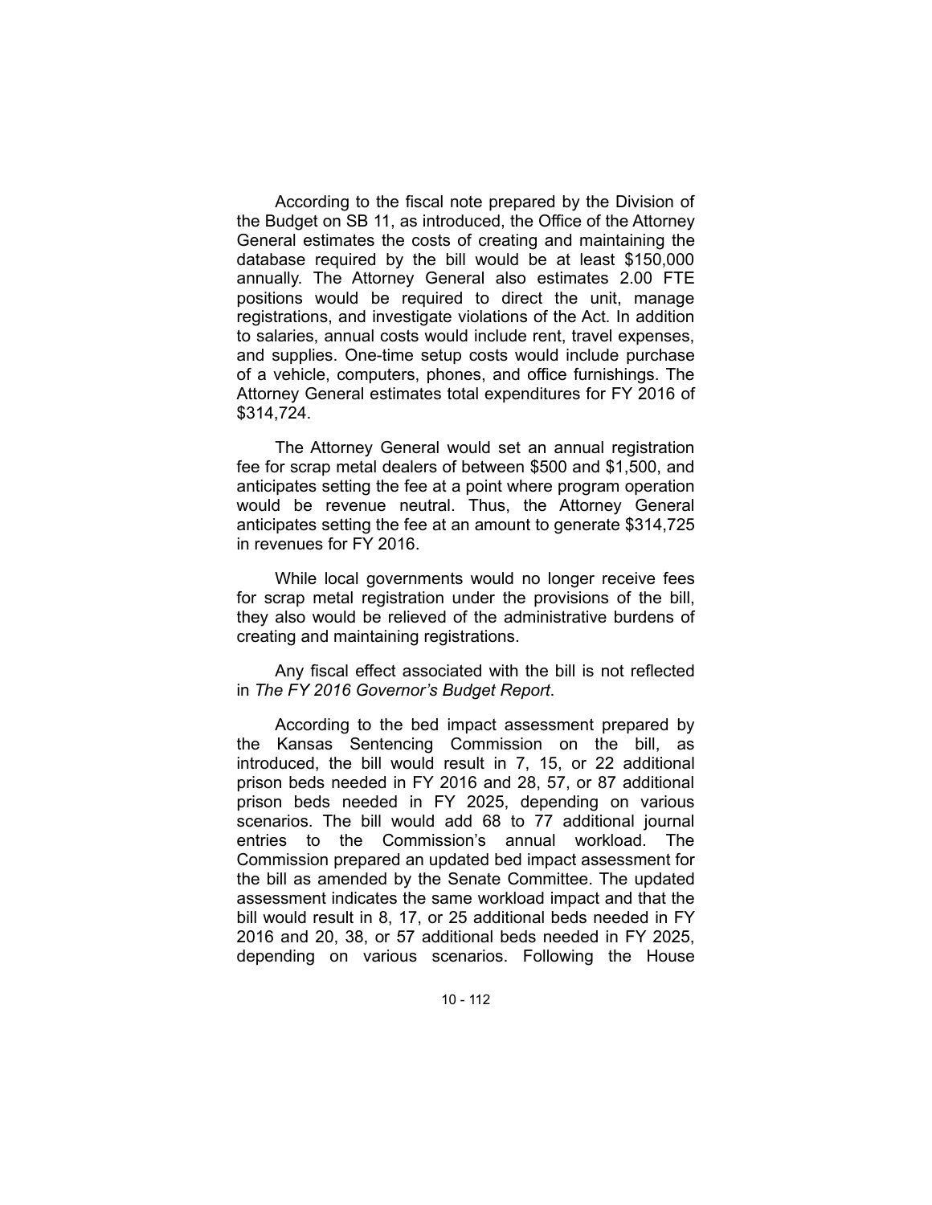According to the fiscal note prepared by the Division of the Budget on SB 11, as introduced, the Office of the Attorney General estimates the costs of creating and maintaining the database required by the bill would be at least $150,000 annually. The Attorney General also estimates 2.00 FTE positions would be required to direct the unit, manage registrations, and investigate violations of the Act. In addition to salaries, annual costs would include rent, travel expenses, and supplies. One-time setup costs would include purchase of a vehicle, computers, phones, and office furnishings. The Attorney General estimates total expenditures for FY 2016 of $314,724.

The Attorney General would set an annual registration fee for scrap metal dealers of between $500 and $1,500, and anticipates setting the fee at a point where program operation would be revenue neutral. Thus, the Attorney General anticipates setting the fee at an amount to generate $314,725 in revenues for FY 2016.

While local governments would no longer receive fees for scrap metal registration under the provisions of the bill, they also would be relieved of the administrative burdens of creating and maintaining registrations.

Any fiscal effect associated with the bill is not reflected in *The FY 2016 Governor's Budget Report*.

According to the bed impact assessment prepared by the Kansas Sentencing Commission on the bill, as introduced, the bill would result in 7, 15, or 22 additional prison beds needed in FY 2016 and 28, 57, or 87 additional prison beds needed in FY 2025, depending on various scenarios. The bill would add 68 to 77 additional journal entries to the Commission's annual workload. The Commission prepared an updated bed impact assessment for the bill as amended by the Senate Committee. The updated assessment indicates the same workload impact and that the bill would result in 8, 17, or 25 additional beds needed in FY 2016 and 20, 38, or 57 additional beds needed in FY 2025, depending on various scenarios. Following the House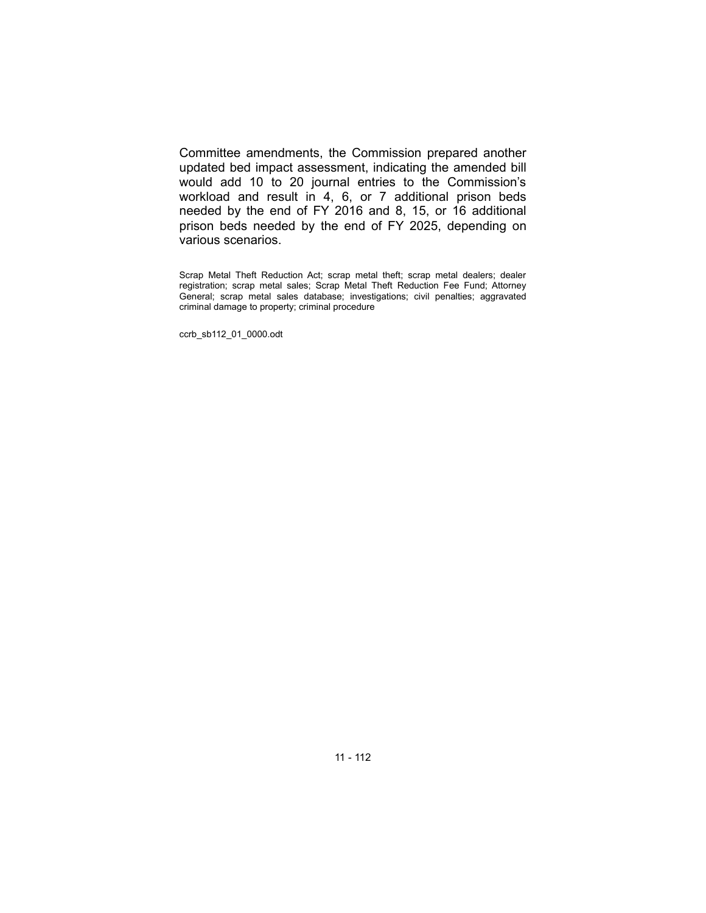Committee amendments, the Commission prepared another updated bed impact assessment, indicating the amended bill would add 10 to 20 journal entries to the Commission's workload and result in 4, 6, or 7 additional prison beds needed by the end of FY 2016 and 8, 15, or 16 additional prison beds needed by the end of FY 2025, depending on various scenarios.

Scrap Metal Theft Reduction Act; scrap metal theft; scrap metal dealers; dealer registration; scrap metal sales; Scrap Metal Theft Reduction Fee Fund; Attorney General; scrap metal sales database; investigations; civil penalties; aggravated criminal damage to property; criminal procedure

ccrb_sb112_01_0000.odt